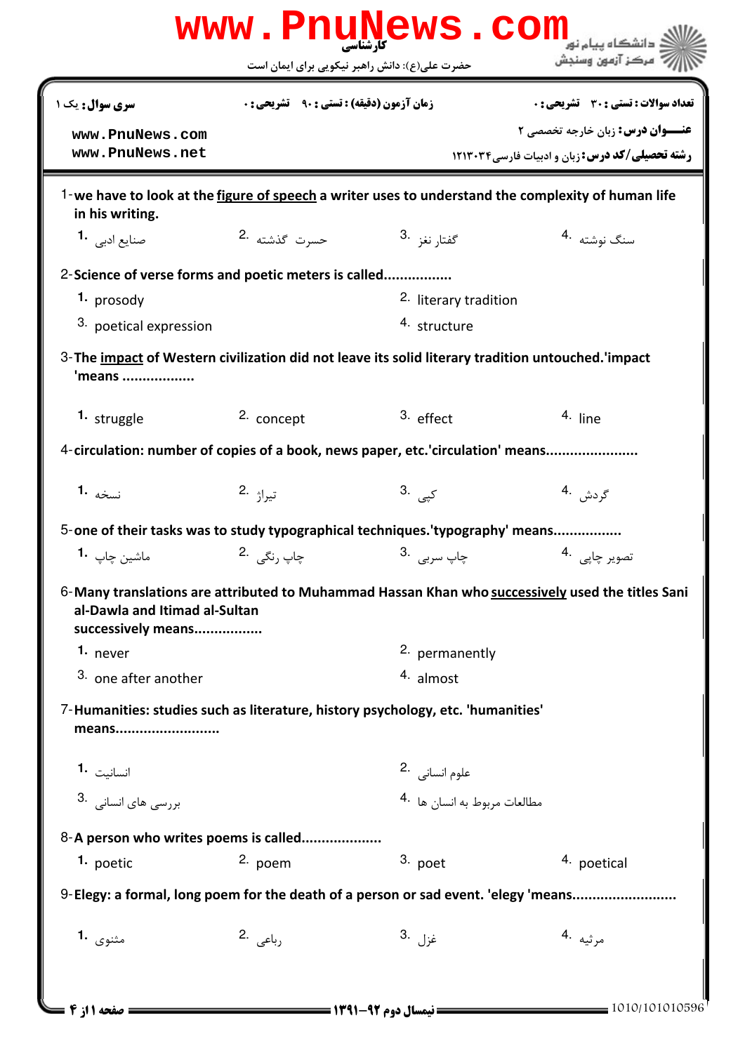کارشناسی

حضرت علی(ع): دانش راهبر نیکویی برای ایمان است

دانشگاه پیام نور
مرکز آزمون وسنجش

**سری سوال:** یک ۱

**زمان آزمون (دقیقه) : تستی : ۹۰ تشریحی : ۰**

**تعداد سوالات : تستی : ۳۰ تشریحی : ۰**

**عنـــوان درس:** زبان خارجه تخصصی ۲

**رشته تحصیلی/کد درس:** زبان و ادبیات فارسی۱۲۱۳۰۳۴

www.PnuNews.com
www.PnuNews.net

1-**we have to look at the figure of speech a writer uses to understand the complexity of human life in his writing.**

1. صنایع ادبی
2. حسرت گذشته
3. گفتار نغز
4. سنگ نوشته

2-**Science of verse forms and poetic meters is called................**

1. prosody
2. literary tradition
3. poetical expression
4. structure

3-**The impact of Western civilization did not leave its solid literary tradition untouched.'impact 'means .................**

1. struggle
2. concept
3. effect
4. line

4-**circulation: number of copies of a book, news paper, etc.'circulation' means......................**

1. نسخه
2. تیراژ
3. کپی
4. گردش

5-**one of their tasks was to study typographical techniques.'typography' means................**

1. ماشین چاپ
2. چاپ رنگی
3. چاپ سربی
4. تصویر چاپی

6-**Many translations are attributed to Muhammad Hassan Khan who successively used the titles Sani al-Dawla and Itimad al-Sultan successively means................**

1. never
2. permanently
3. one after another
4. almost

7-**Humanities: studies such as literature, history psychology, etc. 'humanities' means.........................**

1. انسانیت
2. علوم انسانی
3. بررسی های انسانی
4. مطالعات مربوط به انسان ها

8-**A person who writes poems is called...................**

1. poetic
2. poem
3. poet
4. poetical

9-**Elegy: a formal, long poem for the death of a person or sad event. 'elegy 'means........................**

1. مثنوی
2. رباعی
3. غزل
4. مرثیه

**نیمسال دوم ۹۲-۱۳۹۱**

1010/101010596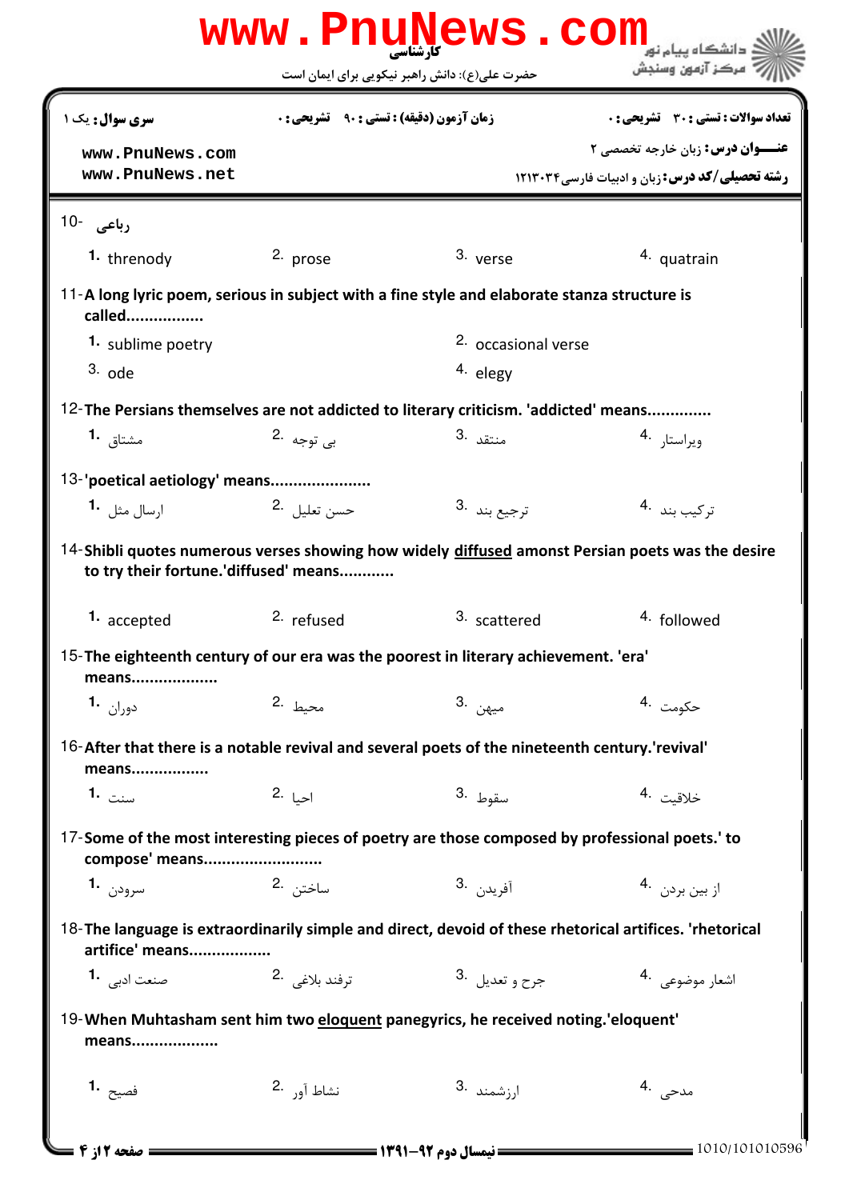10- رباعی

1. threnody
2. prose
3. verse
4. quatrain

11- A long lyric poem, serious in subject with a fine style and elaborate stanza structure is called................

1. sublime poetry
2. occasional verse
3. ode
4. elegy

12- The Persians themselves are not addicted to literary criticism. 'addicted' means.............

1. مشتاق
2. بی توجه
3. منتقد
4. ویراستار

13- 'poetical aetiology' means.....................

1. ارسال مثل
2. حسن تعلیل
3. ترجیع بند
4. ترکیب بند

14- Shibli quotes numerous verses showing how widely <u>diffused</u> amonst Persian poets was the desire to try their fortune.'diffused' means...........

1. accepted
2. refused
3. scattered
4. followed

15- The eighteenth century of our era was the poorest in literary achievement. 'era' means..................

1. دوران
2. محیط
3. میهن
4. حکومت

16- After that there is a notable revival and several poets of the nineteenth century.'revival' means................

1. سنت
2. احیا
3. سقوط
4. خلاقیت

17- Some of the most interesting pieces of poetry are those composed by professional poets.' to compose' means.........................

1. سرودن
2. ساختن
3. آفریدن
4. از بین بردن

18- The language is extraordinarily simple and direct, devoid of these rhetorical artifices. 'rhetorical artifice' means.................

1. صنعت ادبی
2. ترفند بلاغی
3. جرح و تعدیل
4. اشعار موضوعی

19- When Muhtasham sent him two <u>eloquent</u> panegyrics, he received noting.'eloquent' means..................

1. فصیح
2. نشاط آور
3. ارزشمند
4. مدحی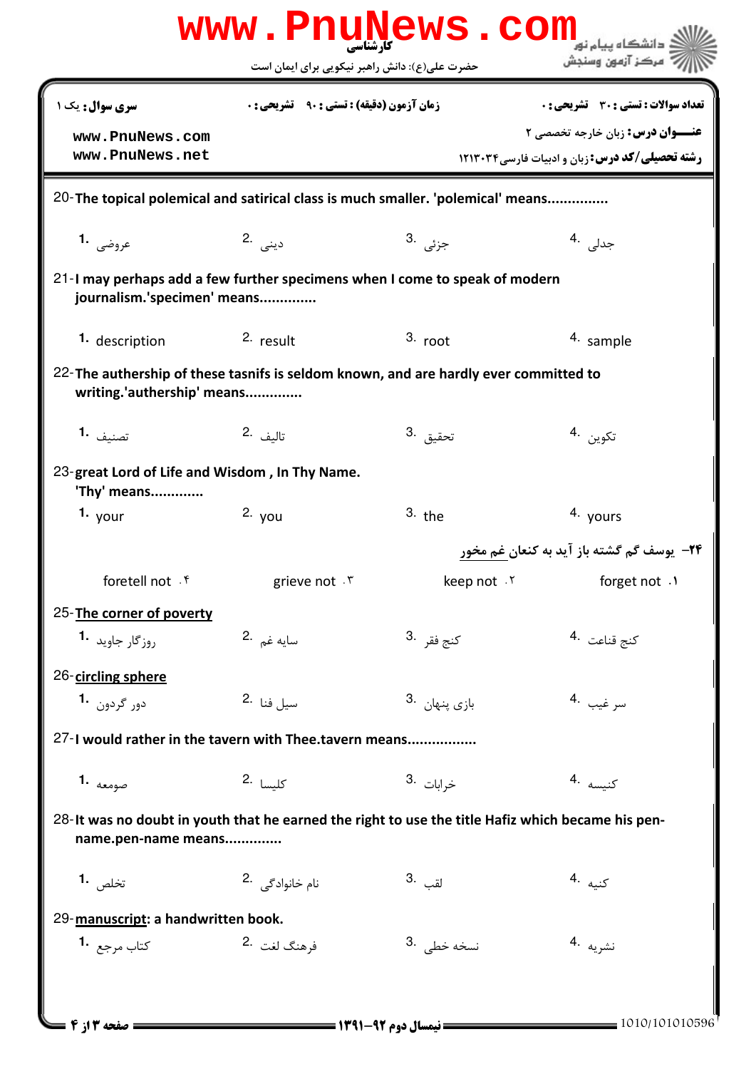**کارشناسی**

حضرت علی(ع): دانش راهبر نیکویی برای ایمان است

| سری سوال: یک ۱ | زمان آزمون (دقیقه) : تستی : ۹۰ تشریحی : ۰ | تعداد سوالات : تستی : ۳۰ تشریحی : ۰ |
|---|---|---|
| www.PnuNews.com www.PnuNews.net | | عنـــوان درس: زبان خارجه تخصصی ۲ |
| | | رشته تحصیلی/کد درس: زبان و ادبیات فارسی۱۲۱۳۰۳۴ |

20- The topical polemical and satirical class is much smaller. 'polemical' means..............

1. عروضی
2. دینی
3. جزئی
4. جدلی

21- I may perhaps add a few further specimens when I come to speak of modern journalism.'specimen' means.............

1. description
2. result
3. root
4. sample

22- The authership of these tasnifs is seldom known, and are hardly ever committed to writing.'authership' means.............

1. تصنیف
2. تالیف
3. تحقیق
4. تکوین

23- great Lord of Life and Wisdom , In Thy Name. 'Thy' means............

1. your
2. you
3. the
4. yours

۲۴- یوسف گم گشته باز آید به کنعان غم مخور

1. forget not
2. keep not
3. grieve not
4. foretell not

25- The corner of poverty

1. روزگار جاوید
2. سایه غم
3. کنج فقر
4. کنج قناعت

26- circling sphere

1. دور گردون
2. سیل فنا
3. بازی پنهان
4. سر غیب

27- I would rather in the tavern with Thee.tavern means................

1. صومعه
2. کلیسا
3. خرابات
4. کنیسه

28- It was no doubt in youth that he earned the right to use the title Hafiz which became his pen-name.pen-name means.............

1. تخلص
2. نام خانوادگی
3. لقب
4. کنیه

29- manuscript: a handwritten book.

1. کتاب مرجع
2. فرهنگ لغت
3. نسخه خطی
4. نشریه

نیمسال دوم ۹۲-۱۳۹۱

1010/101010596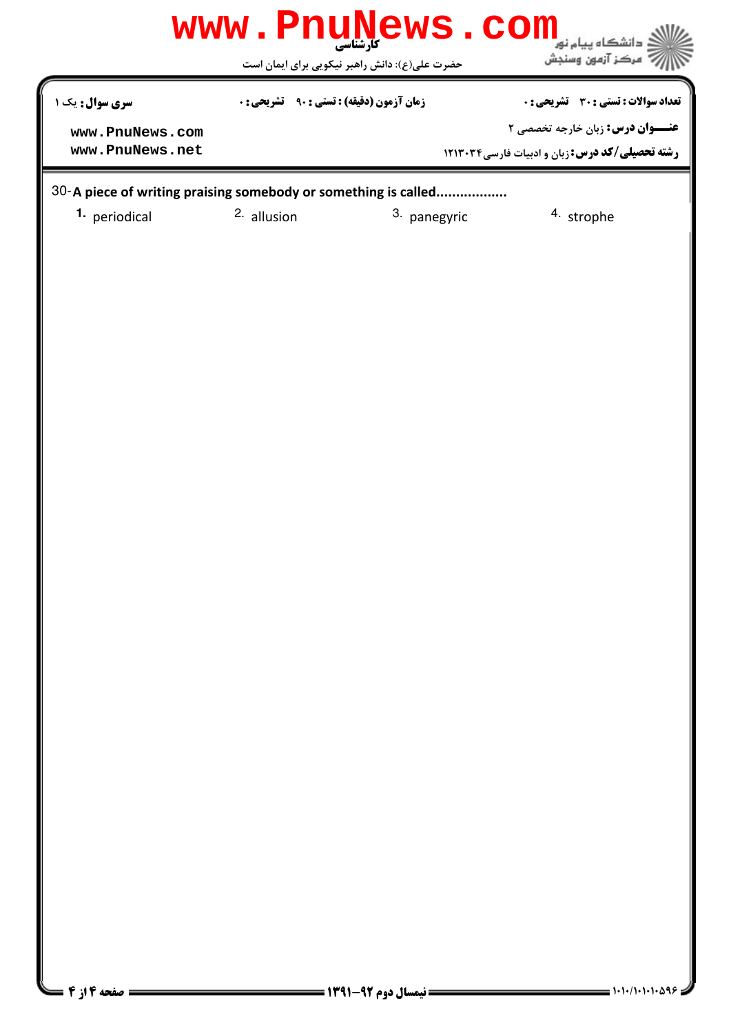30-**A piece of writing praising somebody or something is called..................**

1. periodical
2. allusion
3. panegyric
4. strophe